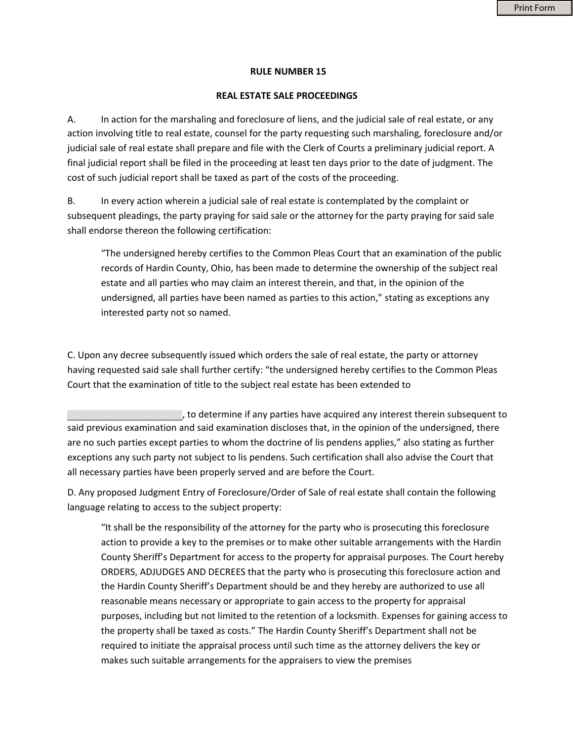**RULE NUMBER 15**

**REAL ESTATE SALE PROCEEDINGS**

A. In action for the marshaling and foreclosure of liens, and the judicial sale of real estate, or any action involving title to real estate, counsel for the party requesting such marshaling, foreclosure and/or judicial sale of real estate shall prepare and file with the Clerk of Courts a preliminary judicial report. A final judicial report shall be filed in the proceeding at least ten days prior to the date of judgment. The cost of such judicial report shall be taxed as part of the costs of the proceeding.

B. In every action wherein a judicial sale of real estate is contemplated by the complaint or subsequent pleadings, the party praying for said sale or the attorney for the party praying for said sale shall endorse thereon the following certification:

> "The undersigned hereby certifies to the Common Pleas Court that an examination of the public records of Hardin County, Ohio, has been made to determine the ownership of the subject real estate and all parties who may claim an interest therein, and that, in the opinion of the undersigned, all parties have been named as parties to this action," stating as exceptions any interested party not so named.

C. Upon any decree subsequently issued which orders the sale of real estate, the party or attorney having requested said sale shall further certify: "the undersigned hereby certifies to the Common Pleas Court that the examination of title to the subject real estate has been extended to

________________________, to determine if any parties have acquired any interest therein subsequent to said previous examination and said examination discloses that, in the opinion of the undersigned, there are no such parties except parties to whom the doctrine of lis pendens applies," also stating as further exceptions any such party not subject to lis pendens. Such certification shall also advise the Court that all necessary parties have been properly served and are before the Court.

D. Any proposed Judgment Entry of Foreclosure/Order of Sale of real estate shall contain the following language relating to access to the subject property:

> "It shall be the responsibility of the attorney for the party who is prosecuting this foreclosure action to provide a key to the premises or to make other suitable arrangements with the Hardin County Sheriff's Department for access to the property for appraisal purposes. The Court hereby ORDERS, ADJUDGES AND DECREES that the party who is prosecuting this foreclosure action and the Hardin County Sheriff's Department should be and they hereby are authorized to use all reasonable means necessary or appropriate to gain access to the property for appraisal purposes, including but not limited to the retention of a locksmith. Expenses for gaining access to the property shall be taxed as costs." The Hardin County Sheriff's Department shall not be required to initiate the appraisal process until such time as the attorney delivers the key or makes such suitable arrangements for the appraisers to view the premises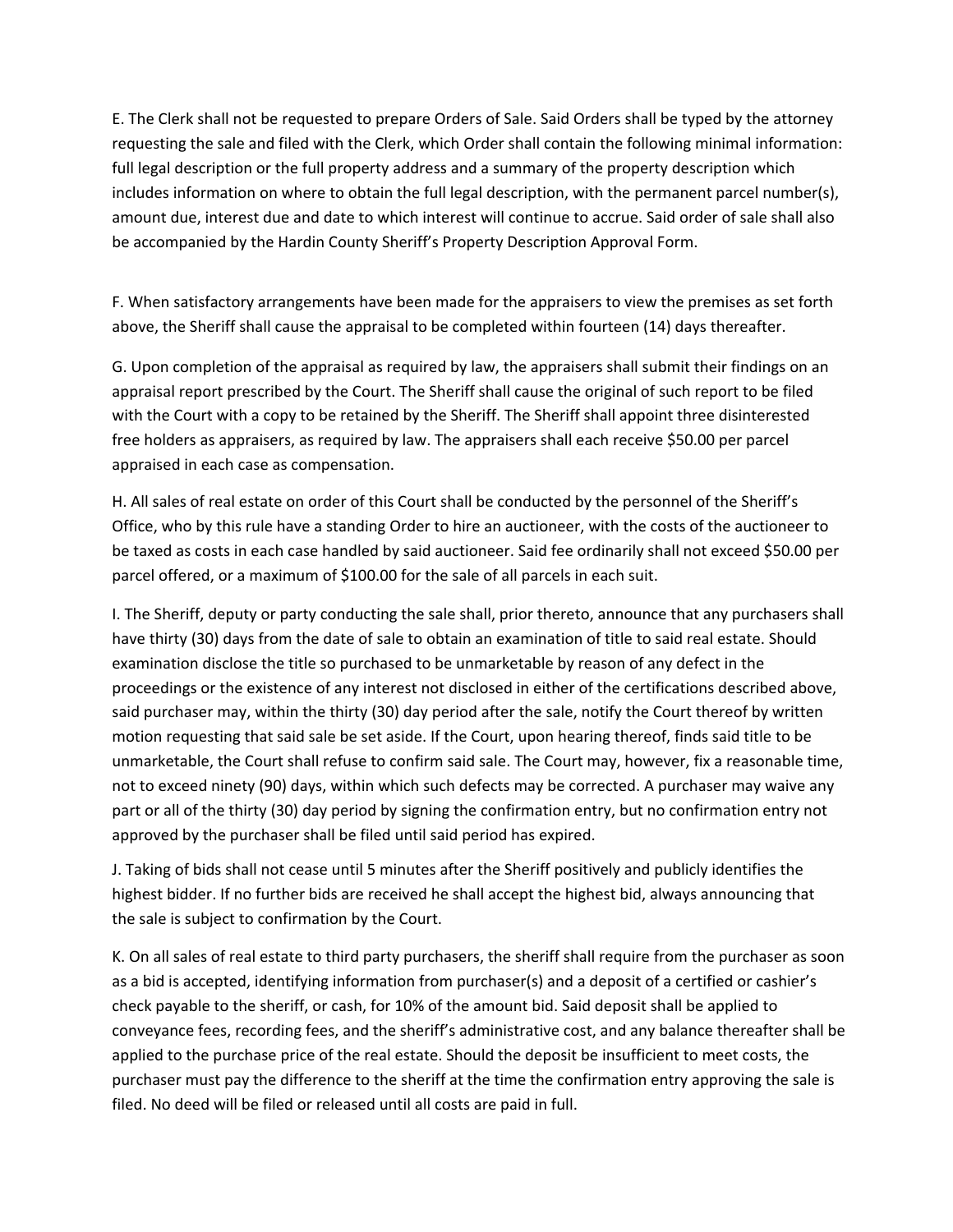E. The Clerk shall not be requested to prepare Orders of Sale. Said Orders shall be typed by the attorney requesting the sale and filed with the Clerk, which Order shall contain the following minimal information: full legal description or the full property address and a summary of the property description which includes information on where to obtain the full legal description, with the permanent parcel number(s), amount due, interest due and date to which interest will continue to accrue. Said order of sale shall also be accompanied by the Hardin County Sheriff's Property Description Approval Form.

F. When satisfactory arrangements have been made for the appraisers to view the premises as set forth above, the Sheriff shall cause the appraisal to be completed within fourteen (14) days thereafter.

G. Upon completion of the appraisal as required by law, the appraisers shall submit their findings on an appraisal report prescribed by the Court. The Sheriff shall cause the original of such report to be filed with the Court with a copy to be retained by the Sheriff. The Sheriff shall appoint three disinterested free holders as appraisers, as required by law. The appraisers shall each receive $50.00 per parcel appraised in each case as compensation.

H. All sales of real estate on order of this Court shall be conducted by the personnel of the Sheriff's Office, who by this rule have a standing Order to hire an auctioneer, with the costs of the auctioneer to be taxed as costs in each case handled by said auctioneer. Said fee ordinarily shall not exceed $50.00 per parcel offered, or a maximum of $100.00 for the sale of all parcels in each suit.

I. The Sheriff, deputy or party conducting the sale shall, prior thereto, announce that any purchasers shall have thirty (30) days from the date of sale to obtain an examination of title to said real estate. Should examination disclose the title so purchased to be unmarketable by reason of any defect in the proceedings or the existence of any interest not disclosed in either of the certifications described above, said purchaser may, within the thirty (30) day period after the sale, notify the Court thereof by written motion requesting that said sale be set aside. If the Court, upon hearing thereof, finds said title to be unmarketable, the Court shall refuse to confirm said sale. The Court may, however, fix a reasonable time, not to exceed ninety (90) days, within which such defects may be corrected. A purchaser may waive any part or all of the thirty (30) day period by signing the confirmation entry, but no confirmation entry not approved by the purchaser shall be filed until said period has expired.

J. Taking of bids shall not cease until 5 minutes after the Sheriff positively and publicly identifies the highest bidder. If no further bids are received he shall accept the highest bid, always announcing that the sale is subject to confirmation by the Court.

K. On all sales of real estate to third party purchasers, the sheriff shall require from the purchaser as soon as a bid is accepted, identifying information from purchaser(s) and a deposit of a certified or cashier's check payable to the sheriff, or cash, for 10% of the amount bid. Said deposit shall be applied to conveyance fees, recording fees, and the sheriff's administrative cost, and any balance thereafter shall be applied to the purchase price of the real estate. Should the deposit be insufficient to meet costs, the purchaser must pay the difference to the sheriff at the time the confirmation entry approving the sale is filed. No deed will be filed or released until all costs are paid in full.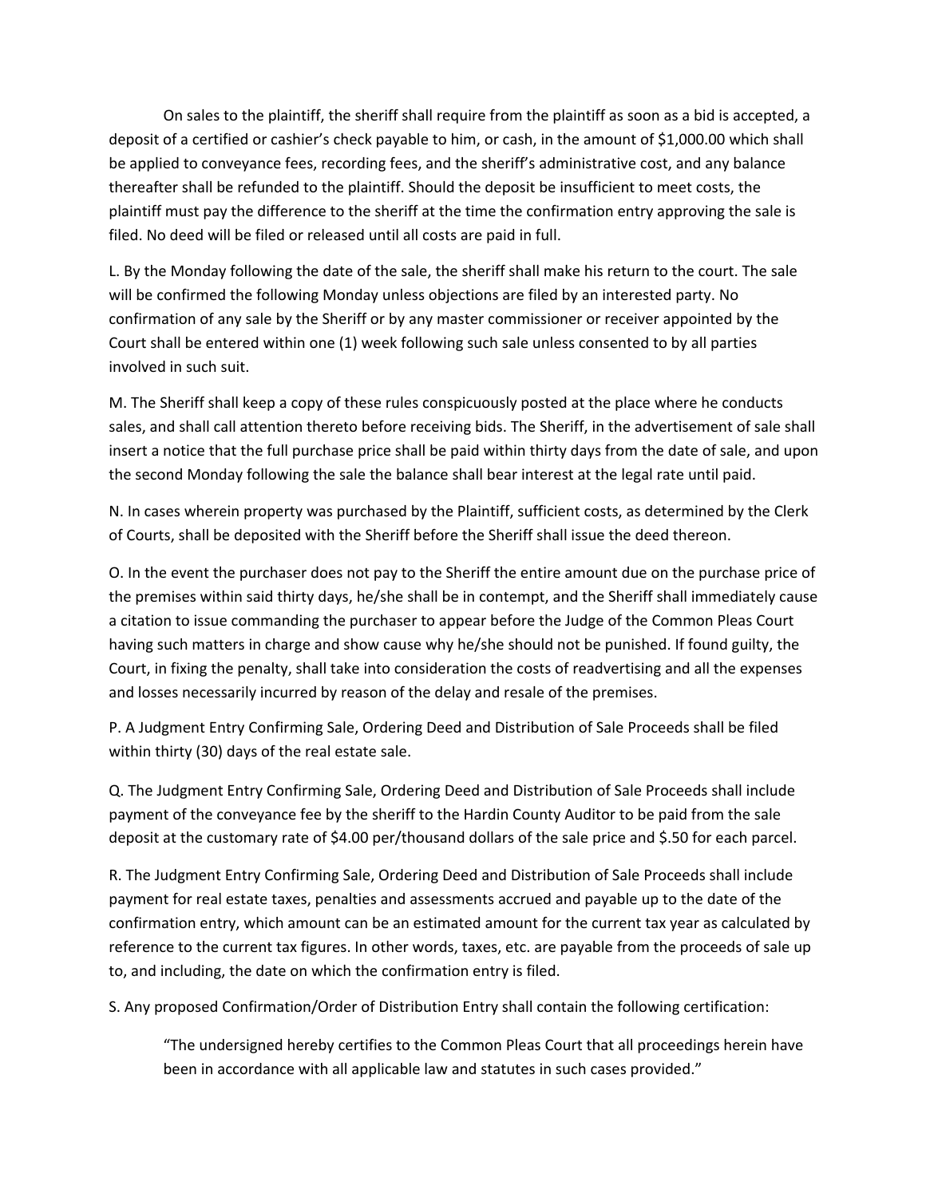On sales to the plaintiff, the sheriff shall require from the plaintiff as soon as a bid is accepted, a deposit of a certified or cashier's check payable to him, or cash, in the amount of $1,000.00 which shall be applied to conveyance fees, recording fees, and the sheriff's administrative cost, and any balance thereafter shall be refunded to the plaintiff. Should the deposit be insufficient to meet costs, the plaintiff must pay the difference to the sheriff at the time the confirmation entry approving the sale is filed. No deed will be filed or released until all costs are paid in full.

L. By the Monday following the date of the sale, the sheriff shall make his return to the court. The sale will be confirmed the following Monday unless objections are filed by an interested party. No confirmation of any sale by the Sheriff or by any master commissioner or receiver appointed by the Court shall be entered within one (1) week following such sale unless consented to by all parties involved in such suit.

M. The Sheriff shall keep a copy of these rules conspicuously posted at the place where he conducts sales, and shall call attention thereto before receiving bids. The Sheriff, in the advertisement of sale shall insert a notice that the full purchase price shall be paid within thirty days from the date of sale, and upon the second Monday following the sale the balance shall bear interest at the legal rate until paid.

N. In cases wherein property was purchased by the Plaintiff, sufficient costs, as determined by the Clerk of Courts, shall be deposited with the Sheriff before the Sheriff shall issue the deed thereon.

O. In the event the purchaser does not pay to the Sheriff the entire amount due on the purchase price of the premises within said thirty days, he/she shall be in contempt, and the Sheriff shall immediately cause a citation to issue commanding the purchaser to appear before the Judge of the Common Pleas Court having such matters in charge and show cause why he/she should not be punished. If found guilty, the Court, in fixing the penalty, shall take into consideration the costs of readvertising and all the expenses and losses necessarily incurred by reason of the delay and resale of the premises.

P. A Judgment Entry Confirming Sale, Ordering Deed and Distribution of Sale Proceeds shall be filed within thirty (30) days of the real estate sale.

Q. The Judgment Entry Confirming Sale, Ordering Deed and Distribution of Sale Proceeds shall include payment of the conveyance fee by the sheriff to the Hardin County Auditor to be paid from the sale deposit at the customary rate of $4.00 per/thousand dollars of the sale price and $.50 for each parcel.

R. The Judgment Entry Confirming Sale, Ordering Deed and Distribution of Sale Proceeds shall include payment for real estate taxes, penalties and assessments accrued and payable up to the date of the confirmation entry, which amount can be an estimated amount for the current tax year as calculated by reference to the current tax figures. In other words, taxes, etc. are payable from the proceeds of sale up to, and including, the date on which the confirmation entry is filed.

S. Any proposed Confirmation/Order of Distribution Entry shall contain the following certification:

> "The undersigned hereby certifies to the Common Pleas Court that all proceedings herein have been in accordance with all applicable law and statutes in such cases provided."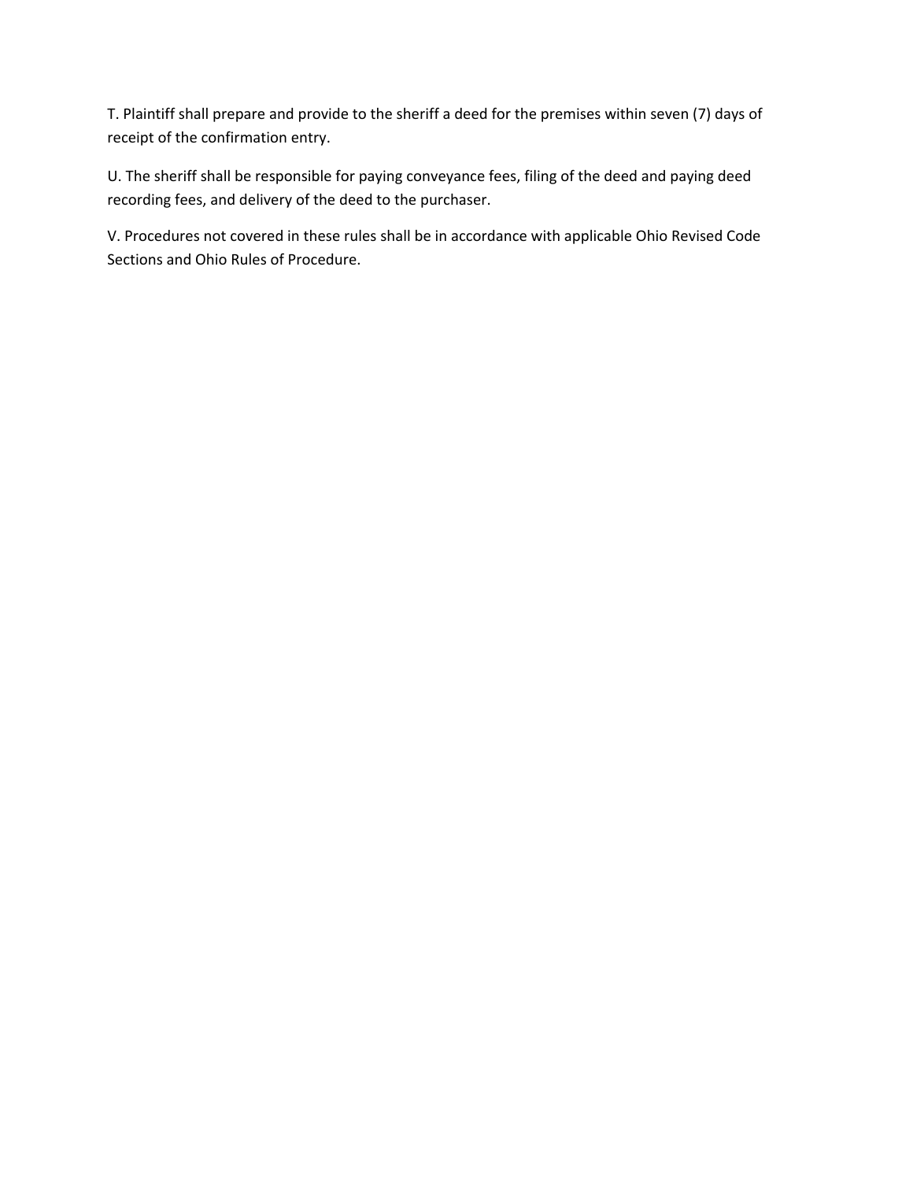T. Plaintiff shall prepare and provide to the sheriff a deed for the premises within seven (7) days of receipt of the confirmation entry.

U. The sheriff shall be responsible for paying conveyance fees, filing of the deed and paying deed recording fees, and delivery of the deed to the purchaser.

V. Procedures not covered in these rules shall be in accordance with applicable Ohio Revised Code Sections and Ohio Rules of Procedure.